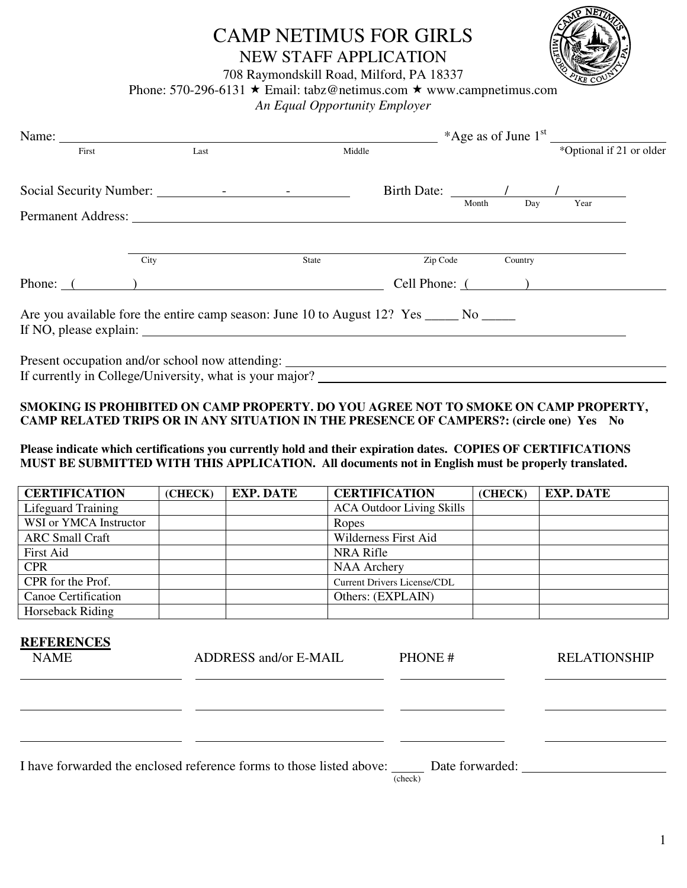# CAMP NETIMUS FOR GIRLS

## NEW STAFF APPLICATION

708 Raymondskill Road, Milford, PA 18337

Phone: 570-296-6131 ★ Email: tabz@netimus.com ★ www.campnetimus.com

*An Equal Opportunity Employer*

Name: ______________________________________________ *Age as of June 1st ____________

First Last Middle *Optional if 21 or older

Social Security Number: ________ - ________ - ________ Birth Date: ______ / ______ / ______

Month Day Year

Permanent Address: ______________________________________________

______________________________________________

City State Zip Code Country

Phone: ( ) ______________________________ Cell Phone: ( ) ______________________

Are you available fore the entire camp season: June 10 to August 12? Yes _____ No _____

If NO, please explain: ______________________________________________

Present occupation and/or school now attending: ______________________________________________

If currently in College/University, what is your major? ______________________________________________

**SMOKING IS PROHIBITED ON CAMP PROPERTY. DO YOU AGREE NOT TO SMOKE ON CAMP PROPERTY, CAMP RELATED TRIPS OR IN ANY SITUATION IN THE PRESENCE OF CAMPERS?: (circle one) Yes No**

**Please indicate which certifications you currently hold and their expiration dates. COPIES OF CERTIFICATIONS MUST BE SUBMITTED WITH THIS APPLICATION. All documents not in English must be properly translated.**

| CERTIFICATION | (CHECK) | EXP. DATE | CERTIFICATION | (CHECK) | EXP. DATE |
|---|---|---|---|---|---|
| Lifeguard Training | | | ACA Outdoor Living Skills | | |
| WSI or YMCA Instructor | | | Ropes | | |
| ARC Small Craft | | | Wilderness First Aid | | |
| First Aid | | | NRA Rifle | | |
| CPR | | | NAA Archery | | |
| CPR for the Prof. | | | Current Drivers License/CDL | | |
| Canoe Certification | | | Others: (EXPLAIN) | | |
| Horseback Riding | | | | | |

## REFERENCES

| NAME | ADDRESS and/or E-MAIL | PHONE # | RELATIONSHIP |
|---|---|---|---|
| | | | |
| | | | |
| | | | |

I have forwarded the enclosed reference forms to those listed above: _____ (check) Date forwarded: ____________________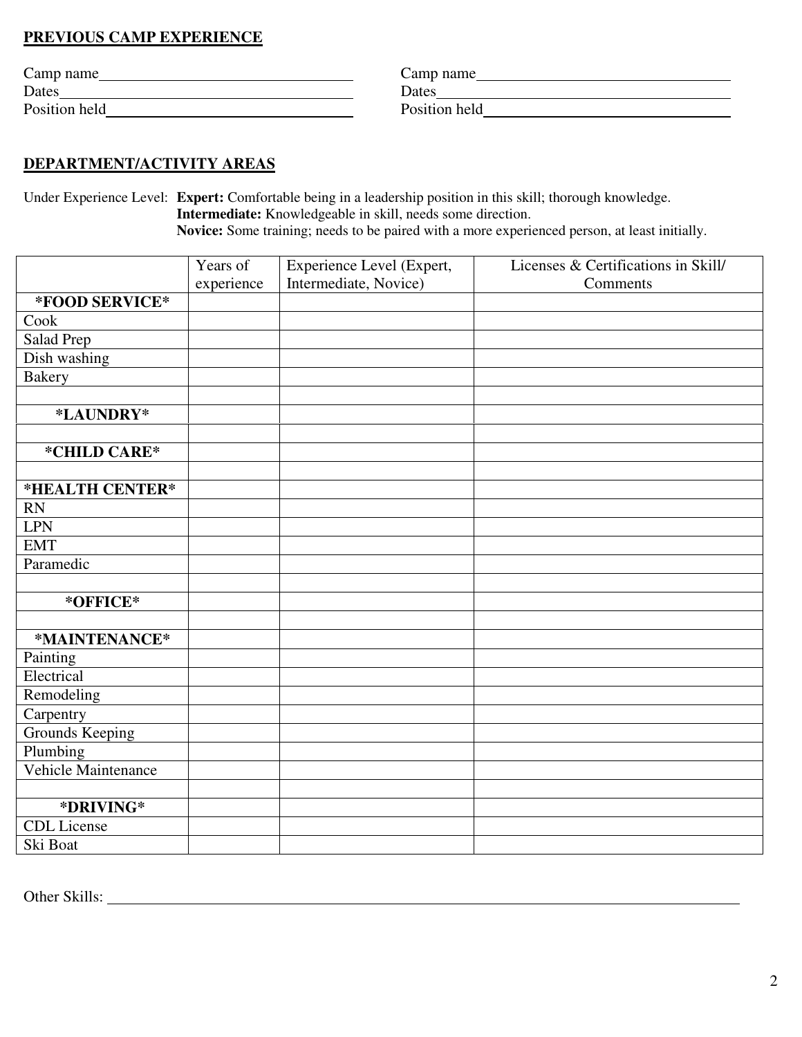## PREVIOUS CAMP EXPERIENCE

Camp name\_\_\_\_\_\_\_\_\_\_\_\_\_\_\_\_\_\_\_\_\_\_\_\_\_\_\_\_\_\_\_\_\_\_
Dates\_\_\_\_\_\_\_\_\_\_\_\_\_\_\_\_\_\_\_\_\_\_\_\_\_\_\_\_\_\_\_\_\_\_\_\_\_\_
Position held\_\_\_\_\_\_\_\_\_\_\_\_\_\_\_\_\_\_\_\_\_\_\_\_\_\_\_\_\_\_\_\_

Camp name\_\_\_\_\_\_\_\_\_\_\_\_\_\_\_\_\_\_\_\_\_\_\_\_\_\_\_\_\_\_\_\_\_\_
Dates\_\_\_\_\_\_\_\_\_\_\_\_\_\_\_\_\_\_\_\_\_\_\_\_\_\_\_\_\_\_\_\_\_\_\_\_\_\_
Position held\_\_\_\_\_\_\_\_\_\_\_\_\_\_\_\_\_\_\_\_\_\_\_\_\_\_\_\_\_\_\_\_

## DEPARTMENT/ACTIVITY AREAS

Under Experience Level: **Expert:** Comfortable being in a leadership position in this skill; thorough knowledge.
**Intermediate:** Knowledgeable in skill, needs some direction.
**Novice:** Some training; needs to be paired with a more experienced person, at least initially.

| | Years of experience | Experience Level (Expert, Intermediate, Novice) | Licenses & Certifications in Skill/ Comments |
|---|---|---|---|
| **\*FOOD SERVICE\*** | | | |
| Cook | | | |
| Salad Prep | | | |
| Dish washing | | | |
| Bakery | | | |
| | | | |
| **\*LAUNDRY\*** | | | |
| | | | |
| **\*CHILD CARE\*** | | | |
| | | | |
| **\*HEALTH CENTER\*** | | | |
| RN | | | |
| LPN | | | |
| EMT | | | |
| Paramedic | | | |
| | | | |
| **\*OFFICE\*** | | | |
| | | | |
| **\*MAINTENANCE\*** | | | |
| Painting | | | |
| Electrical | | | |
| Remodeling | | | |
| Carpentry | | | |
| Grounds Keeping | | | |
| Plumbing | | | |
| Vehicle Maintenance | | | |
| | | | |
| **\*DRIVING\*** | | | |
| CDL License | | | |
| Ski Boat | | | |

Other Skills: \_\_\_\_\_\_\_\_\_\_\_\_\_\_\_\_\_\_\_\_\_\_\_\_\_\_\_\_\_\_\_\_\_\_\_\_\_\_\_\_\_\_\_\_\_\_\_\_\_\_\_\_\_\_\_\_\_\_\_\_\_\_\_\_\_\_\_\_\_\_\_\_\_\_\_\_\_\_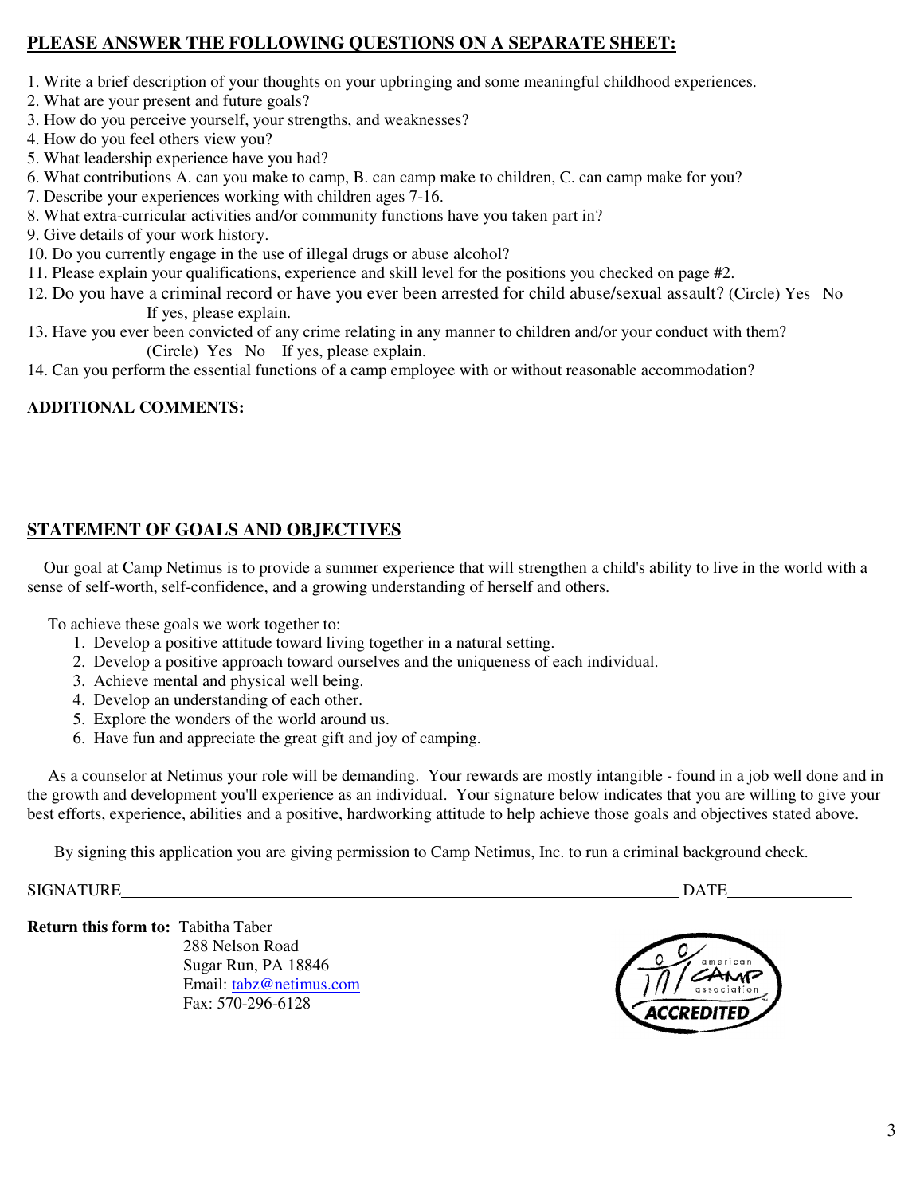**PLEASE ANSWER THE FOLLOWING QUESTIONS ON A SEPARATE SHEET:**

1. Write a brief description of your thoughts on your upbringing and some meaningful childhood experiences.
2. What are your present and future goals?
3. How do you perceive yourself, your strengths, and weaknesses?
4. How do you feel others view you?
5. What leadership experience have you had?
6. What contributions A. can you make to camp, B. can camp make to children, C. can camp make for you?
7. Describe your experiences working with children ages 7-16.
8. What extra-curricular activities and/or community functions have you taken part in?
9. Give details of your work history.
10. Do you currently engage in the use of illegal drugs or abuse alcohol?
11. Please explain your qualifications, experience and skill level for the positions you checked on page #2.
12. Do you have a criminal record or have you ever been arrested for child abuse/sexual assault? (Circle) Yes No
    If yes, please explain.
13. Have you ever been convicted of any crime relating in any manner to children and/or your conduct with them?
    (Circle) Yes No If yes, please explain.
14. Can you perform the essential functions of a camp employee with or without reasonable accommodation?

**ADDITIONAL COMMENTS:**

## STATEMENT OF GOALS AND OBJECTIVES

Our goal at Camp Netimus is to provide a summer experience that will strengthen a child's ability to live in the world with a sense of self-worth, self-confidence, and a growing understanding of herself and others.

To achieve these goals we work together to:

1. Develop a positive attitude toward living together in a natural setting.
2. Develop a positive approach toward ourselves and the uniqueness of each individual.
3. Achieve mental and physical well being.
4. Develop an understanding of each other.
5. Explore the wonders of the world around us.
6. Have fun and appreciate the great gift and joy of camping.

As a counselor at Netimus your role will be demanding. Your rewards are mostly intangible - found in a job well done and in the growth and development you'll experience as an individual. Your signature below indicates that you are willing to give your best efforts, experience, abilities and a positive, hardworking attitude to help achieve those goals and objectives stated above.

By signing this application you are giving permission to Camp Netimus, Inc. to run a criminal background check.

SIGNATURE\_\_\_\_\_\_\_\_\_\_\_\_\_\_\_\_\_\_\_\_\_\_\_\_\_\_\_\_\_\_\_\_\_\_\_\_\_\_\_\_ DATE\_\_\_\_\_\_\_\_\_\_\_\_

**Return this form to:** Tabitha Taber
288 Nelson Road
Sugar Run, PA 18846
Email: tabz@netimus.com
Fax: 570-296-6128

american CAMP association ACCREDITED